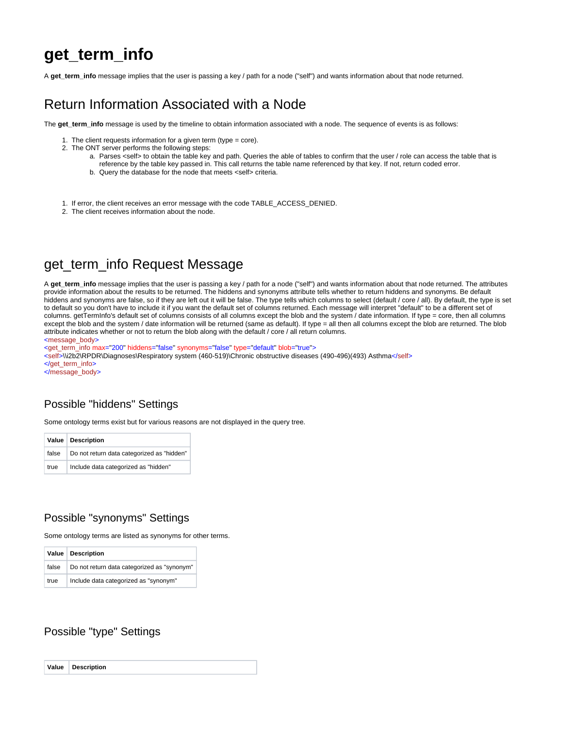# get_term_info

A **get_term_info** message implies that the user is passing a key / path for a node ("self") and wants information about that node returned.

## Return Information Associated with a Node

The **get_term_info** message is used by the timeline to obtain information associated with a node. The sequence of events is as follows:

1. The client requests information for a given term (type = core).
2. The ONT server performs the following steps:
   a. Parses <self> to obtain the table key and path. Queries the able of tables to confirm that the user / role can access the table that is reference by the table key passed in. This call returns the table name referenced by that key. If not, return coded error.
   b. Query the database for the node that meets <self> criteria.

1. If error, the client receives an error message with the code TABLE_ACCESS_DENIED.
2. The client receives information about the node.

## get_term_info Request Message

A **get_term_info** message implies that the user is passing a key / path for a node ("self") and wants information about that node returned. The attributes provide information about the results to be returned. The hiddens and synonyms attribute tells whether to return hiddens and synonyms. Be default hiddens and synonyms are false, so if they are left out it will be false. The type tells which columns to select (default / core / all). By default, the type is set to default so you don't have to include it if you want the default set of columns returned. Each message will interpret "default" to be a different set of columns. getTermInfo's default set of columns consists of all columns except the blob and the system / date information. If type = core, then all columns except the blob and the system / date information will be returned (same as default). If type = all then all columns except the blob are returned. The blob attribute indicates whether or not to return the blob along with the default / core / all return columns.

```
<message_body>
<get_term_info max="200" hiddens="false" synonyms="false" type="default" blob="true">
<self>\\i2b2\RPDR\Diagnoses\Respiratory system (460-519)\Chronic obstructive diseases (490-496)(493) Asthma</self>
</get_term_info>
</message_body>
```

### Possible "hiddens" Settings

Some ontology terms exist but for various reasons are not displayed in the query tree.

| Value | Description |
|---|---|
| false | Do not return data categorized as "hidden" |
| true | Include data categorized as "hidden" |

### Possible "synonyms" Settings

Some ontology terms are listed as synonyms for other terms.

| Value | Description |
|---|---|
| false | Do not return data categorized as "synonym" |
| true | Include data categorized as "synonym" |

### Possible "type" Settings

| Value | Description |
|---|---|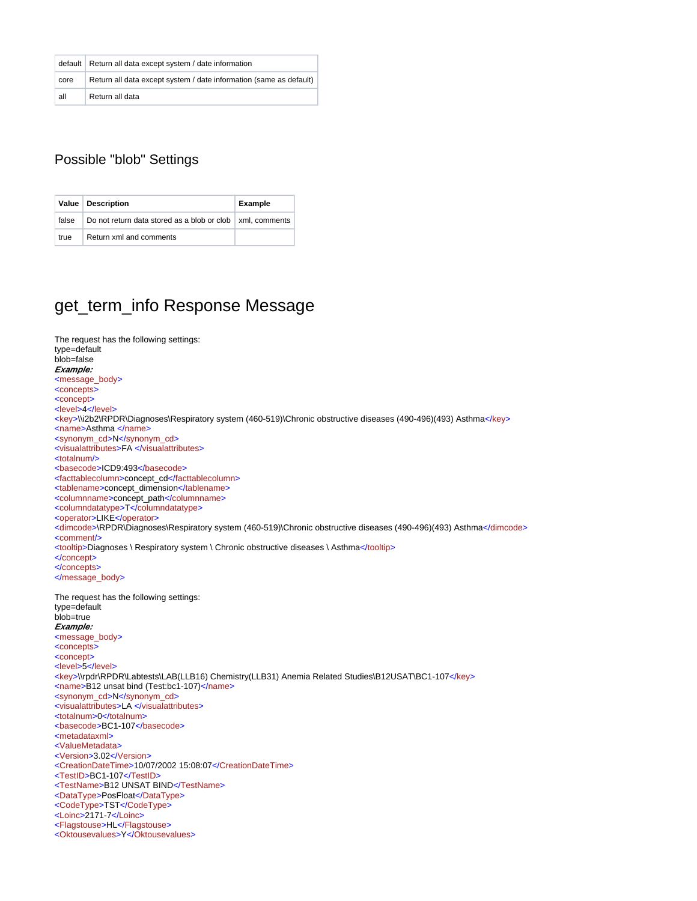| default | Return all data except system / date information |
| --- | --- |
| core | Return all data except system / date information (same as default) |
| all | Return all data |

## Possible "blob" Settings

| Value | Description | Example |
| --- | --- | --- |
| false | Do not return data stored as a blob or clob | xml, comments |
| true | Return xml and comments | |

# get_term_info Response Message

The request has the following settings:
type=default
blob=false
***Example:***

```
<message_body>
<concepts>
<concept>
<level>4</level>
<key>\\i2b2\RPDR\Diagnoses\Respiratory system (460-519)\Chronic obstructive diseases (490-496)(493) Asthma</key>
<name>Asthma </name>
<synonym_cd>N</synonym_cd>
<visualattributes>FA </visualattributes>
<totalnum/>
<basecode>ICD9:493</basecode>
<facttablecolumn>concept_cd</facttablecolumn>
<tablename>concept_dimension</tablename>
<columnname>concept_path</columnname>
<columndatatype>T</columndatatype>
<operator>LIKE</operator>
<dimcode>\RPDR\Diagnoses\Respiratory system (460-519)\Chronic obstructive diseases (490-496)(493) Asthma</dimcode>
<comment/>
<tooltip>Diagnoses \ Respiratory system \ Chronic obstructive diseases \ Asthma</tooltip>
</concept>
</concepts>
</message_body>
```

The request has the following settings:
type=default
blob=true
***Example:***

```
<message_body>
<concepts>
<concept>
<level>5</level>
<key>\\rpdr\RPDR\Labtests\LAB(LLB16) Chemistry(LLB31) Anemia Related Studies\B12USAT\BC1-107</key>
<name>B12 unsat bind (Test:bc1-107)</name>
<synonym_cd>N</synonym_cd>
<visualattributes>LA </visualattributes>
<totalnum>0</totalnum>
<basecode>BC1-107</basecode>
<metadataxml>
<ValueMetadata>
<Version>3.02</Version>
<CreationDateTime>10/07/2002 15:08:07</CreationDateTime>
<TestID>BC1-107</TestID>
<TestName>B12 UNSAT BIND</TestName>
<DataType>PosFloat</DataType>
<CodeType>TST</CodeType>
<Loinc>2171-7</Loinc>
<Flagstouse>HL</Flagstouse>
<Oktousevalues>Y</Oktousevalues>
```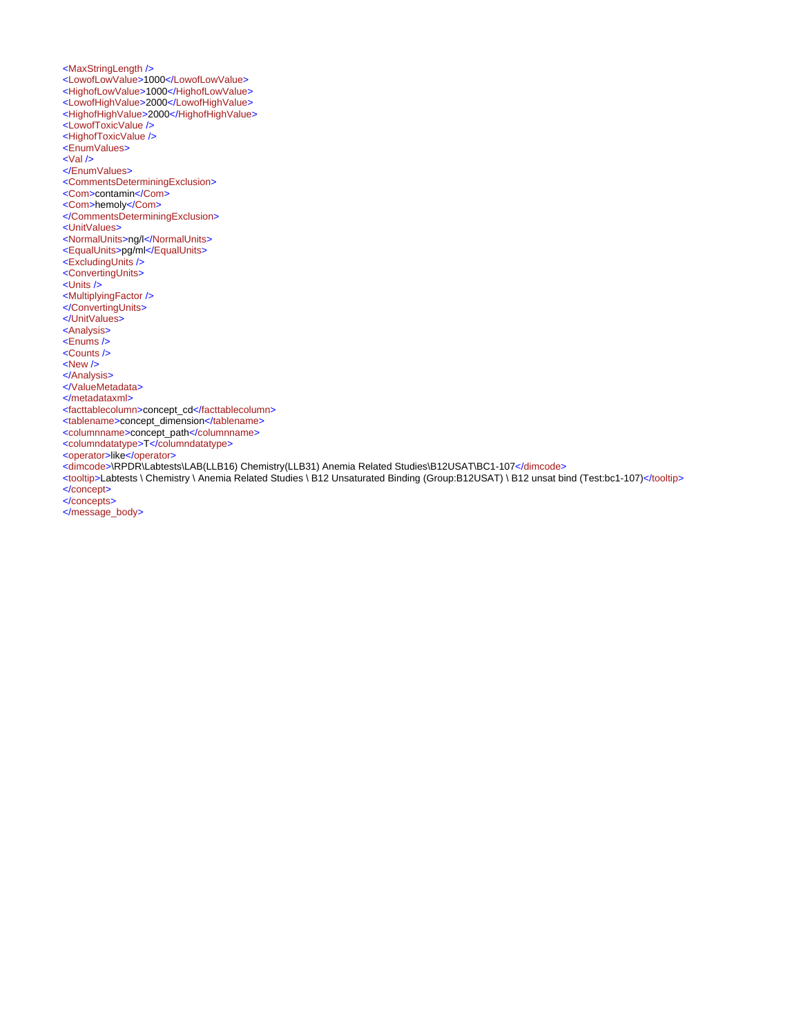```
<MaxStringLength />
<LowofLowValue>1000</LowofLowValue>
<HighofLowValue>1000</HighofLowValue>
<LowofHighValue>2000</LowofHighValue>
<HighofHighValue>2000</HighofHighValue>
<LowofToxicValue />
<HighofToxicValue />
<EnumValues>
<Val />
</EnumValues>
<CommentsDeterminingExclusion>
<Com>contamin</Com>
<Com>hemoly</Com>
</CommentsDeterminingExclusion>
<UnitValues>
<NormalUnits>ng/l</NormalUnits>
<EqualUnits>pg/ml</EqualUnits>
<ExcludingUnits />
<ConvertingUnits>
<Units />
<MultiplyingFactor />
</ConvertingUnits>
</UnitValues>
<Analysis>
<Enums />
<Counts />
<New />
</Analysis>
</ValueMetadata>
</metadataxml>
<facttablecolumn>concept_cd</facttablecolumn>
<tablename>concept_dimension</tablename>
<columnname>concept_path</columnname>
<columndatatype>T</columndatatype>
<operator>like</operator>
<dimcode>\RPDR\Labtests\LAB(LLB16) Chemistry(LLB31) Anemia Related Studies\B12USAT\BC1-107</dimcode>
<tooltip>Labtests \ Chemistry \ Anemia Related Studies \ B12 Unsaturated Binding (Group:B12USAT) \ B12 unsat bind (Test:bc1-107)</tooltip>
</concept>
</concepts>
</message_body>
```